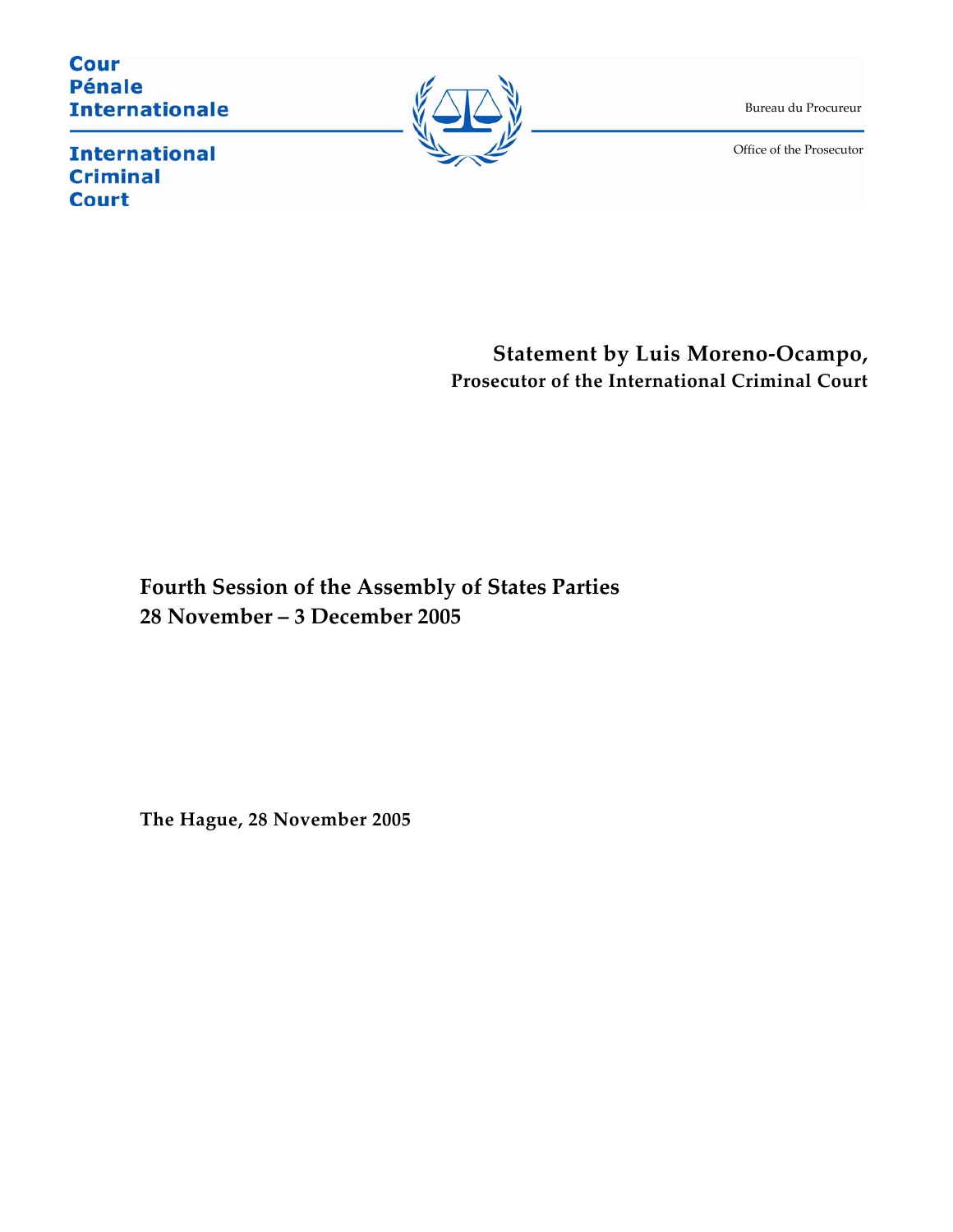Cour
Pénale
Internationale

International
Criminal
Court

Bureau du Procureur

Office of the Prosecutor

# Statement by Luis Moreno-Ocampo,

## Prosecutor of the International Criminal Court

## Fourth Session of the Assembly of States Parties
## 28 November – 3 December 2005

**The Hague, 28 November 2005**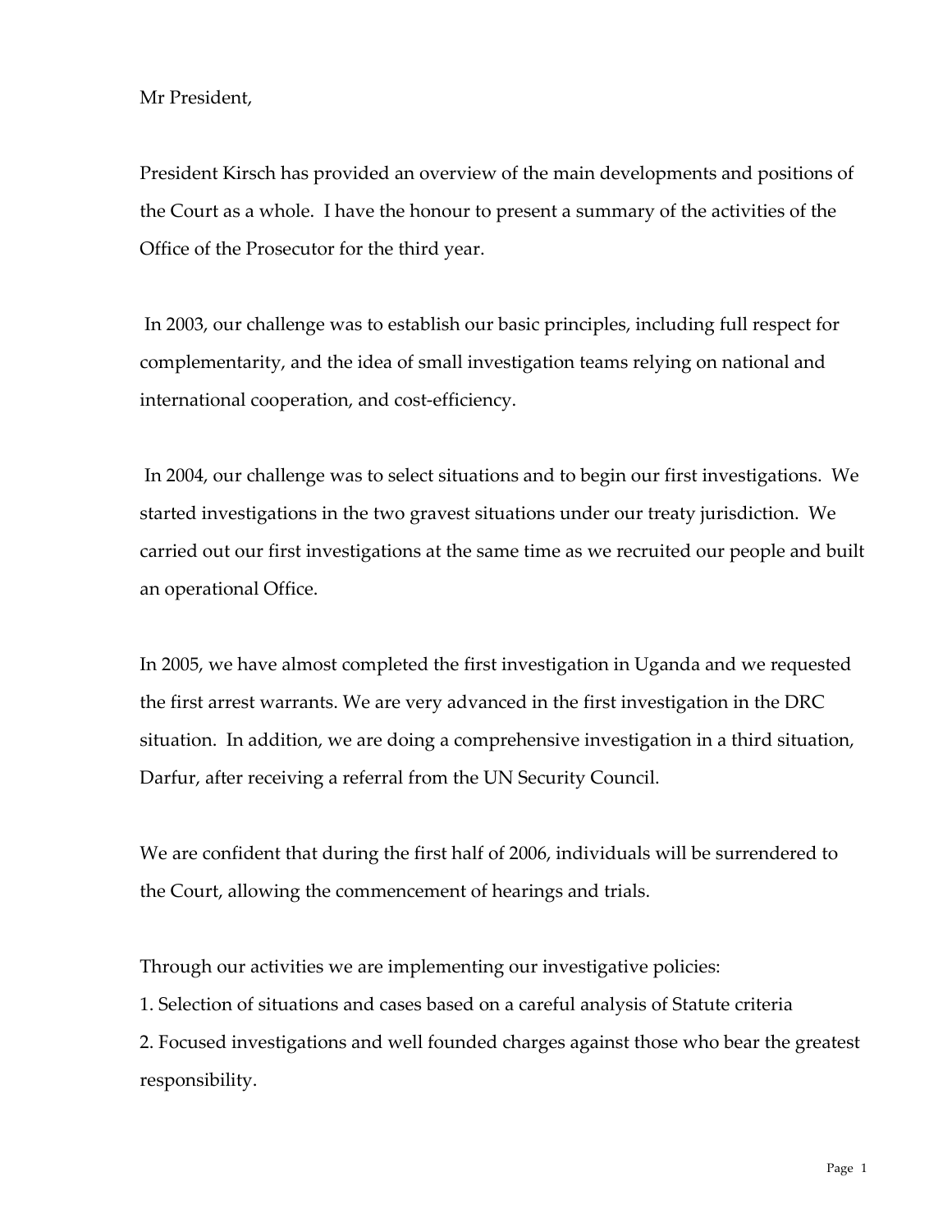Mr President,

President Kirsch has provided an overview of the main developments and positions of the Court as a whole. I have the honour to present a summary of the activities of the Office of the Prosecutor for the third year.

In 2003, our challenge was to establish our basic principles, including full respect for complementarity, and the idea of small investigation teams relying on national and international cooperation, and cost-efficiency.

In 2004, our challenge was to select situations and to begin our first investigations. We started investigations in the two gravest situations under our treaty jurisdiction. We carried out our first investigations at the same time as we recruited our people and built an operational Office.

In 2005, we have almost completed the first investigation in Uganda and we requested the first arrest warrants. We are very advanced in the first investigation in the DRC situation. In addition, we are doing a comprehensive investigation in a third situation, Darfur, after receiving a referral from the UN Security Council.

We are confident that during the first half of 2006, individuals will be surrendered to the Court, allowing the commencement of hearings and trials.

Through our activities we are implementing our investigative policies:

1. Selection of situations and cases based on a careful analysis of Statute criteria
2. Focused investigations and well founded charges against those who bear the greatest responsibility.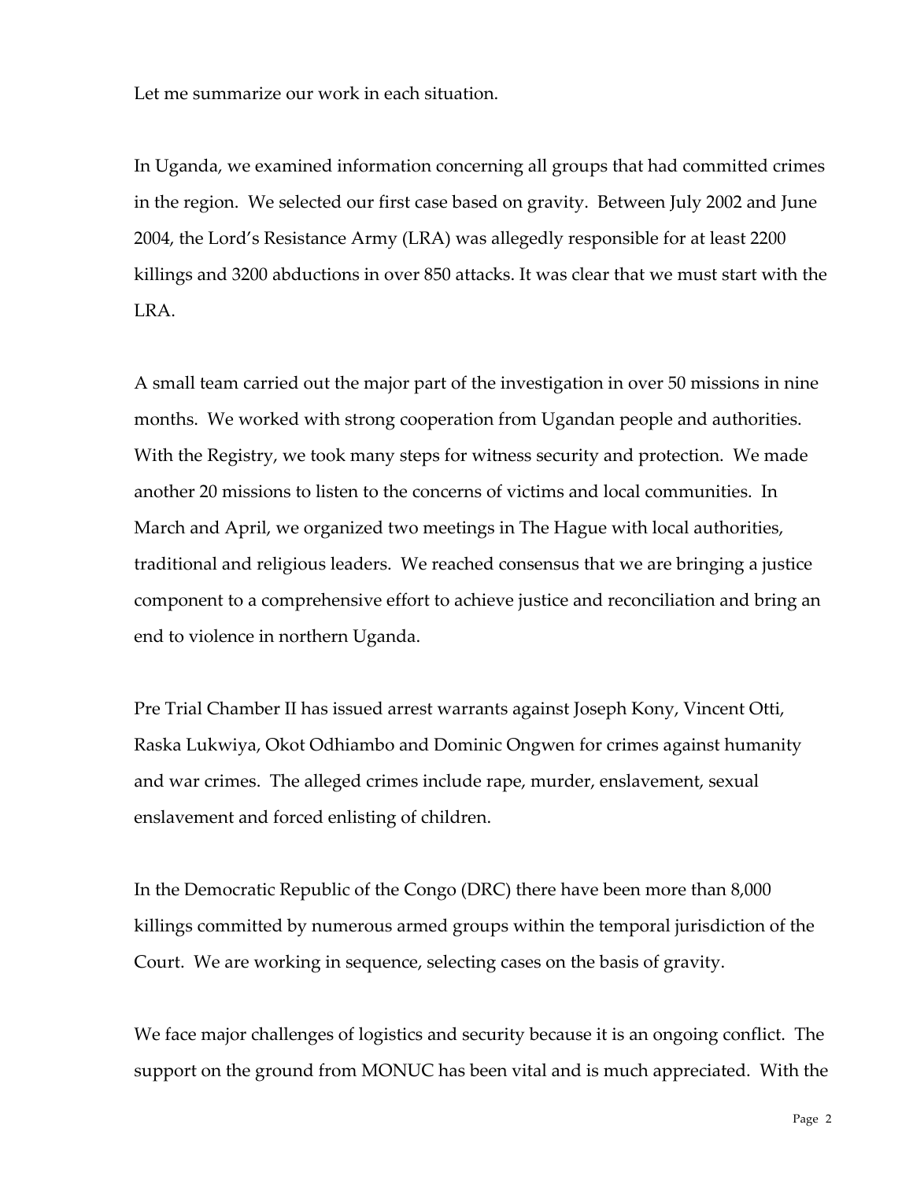Let me summarize our work in each situation.

In Uganda, we examined information concerning all groups that had committed crimes in the region. We selected our first case based on gravity. Between July 2002 and June 2004, the Lord's Resistance Army (LRA) was allegedly responsible for at least 2200 killings and 3200 abductions in over 850 attacks. It was clear that we must start with the LRA.

A small team carried out the major part of the investigation in over 50 missions in nine months. We worked with strong cooperation from Ugandan people and authorities. With the Registry, we took many steps for witness security and protection. We made another 20 missions to listen to the concerns of victims and local communities. In March and April, we organized two meetings in The Hague with local authorities, traditional and religious leaders. We reached consensus that we are bringing a justice component to a comprehensive effort to achieve justice and reconciliation and bring an end to violence in northern Uganda.

Pre Trial Chamber II has issued arrest warrants against Joseph Kony, Vincent Otti, Raska Lukwiya, Okot Odhiambo and Dominic Ongwen for crimes against humanity and war crimes. The alleged crimes include rape, murder, enslavement, sexual enslavement and forced enlisting of children.

In the Democratic Republic of the Congo (DRC) there have been more than 8,000 killings committed by numerous armed groups within the temporal jurisdiction of the Court. We are working in sequence, selecting cases on the basis of gravity.

We face major challenges of logistics and security because it is an ongoing conflict. The support on the ground from MONUC has been vital and is much appreciated. With the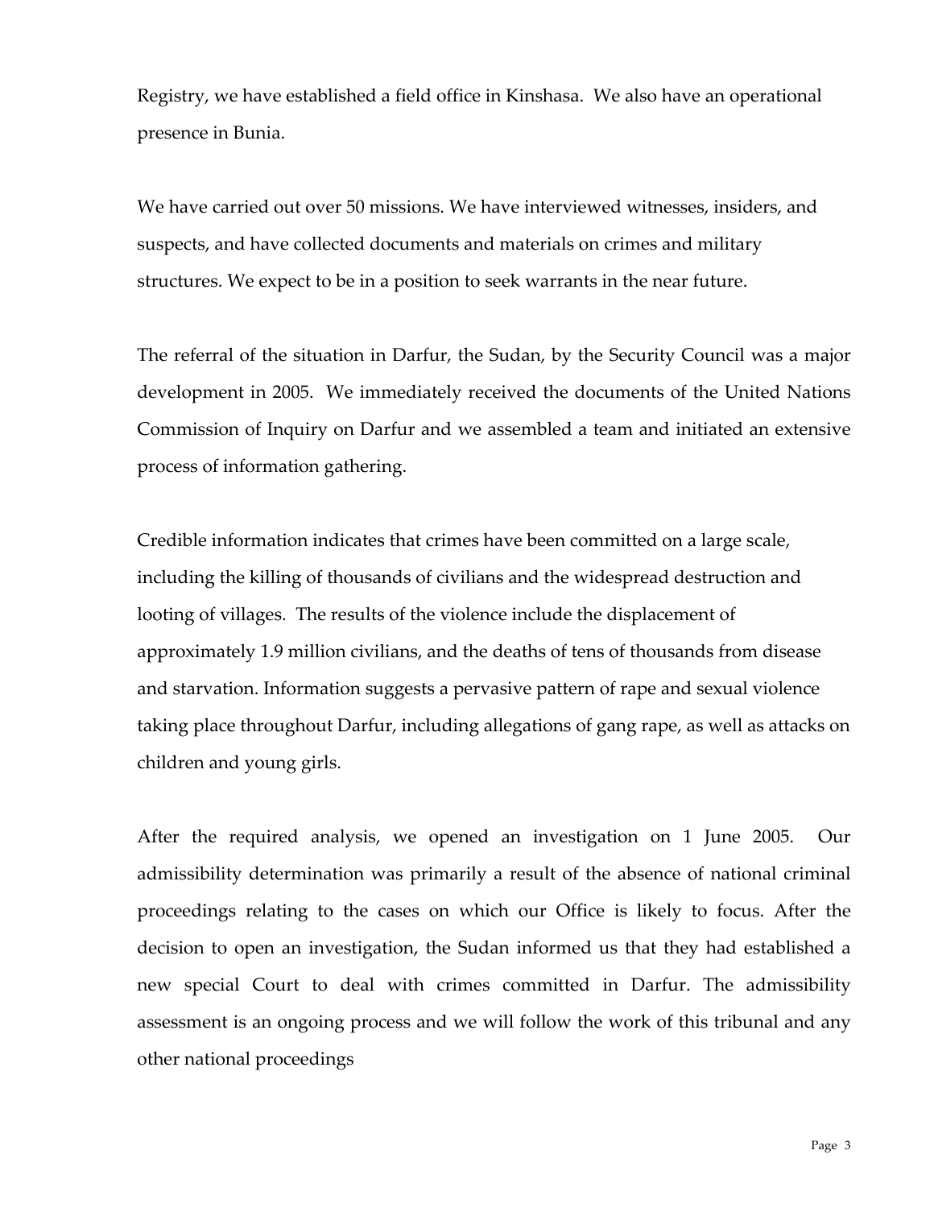Registry, we have established a field office in Kinshasa. We also have an operational presence in Bunia.

We have carried out over 50 missions. We have interviewed witnesses, insiders, and suspects, and have collected documents and materials on crimes and military structures. We expect to be in a position to seek warrants in the near future.

The referral of the situation in Darfur, the Sudan, by the Security Council was a major development in 2005. We immediately received the documents of the United Nations Commission of Inquiry on Darfur and we assembled a team and initiated an extensive process of information gathering.

Credible information indicates that crimes have been committed on a large scale, including the killing of thousands of civilians and the widespread destruction and looting of villages. The results of the violence include the displacement of approximately 1.9 million civilians, and the deaths of tens of thousands from disease and starvation. Information suggests a pervasive pattern of rape and sexual violence taking place throughout Darfur, including allegations of gang rape, as well as attacks on children and young girls.

After the required analysis, we opened an investigation on 1 June 2005. Our admissibility determination was primarily a result of the absence of national criminal proceedings relating to the cases on which our Office is likely to focus. After the decision to open an investigation, the Sudan informed us that they had established a new special Court to deal with crimes committed in Darfur. The admissibility assessment is an ongoing process and we will follow the work of this tribunal and any other national proceedings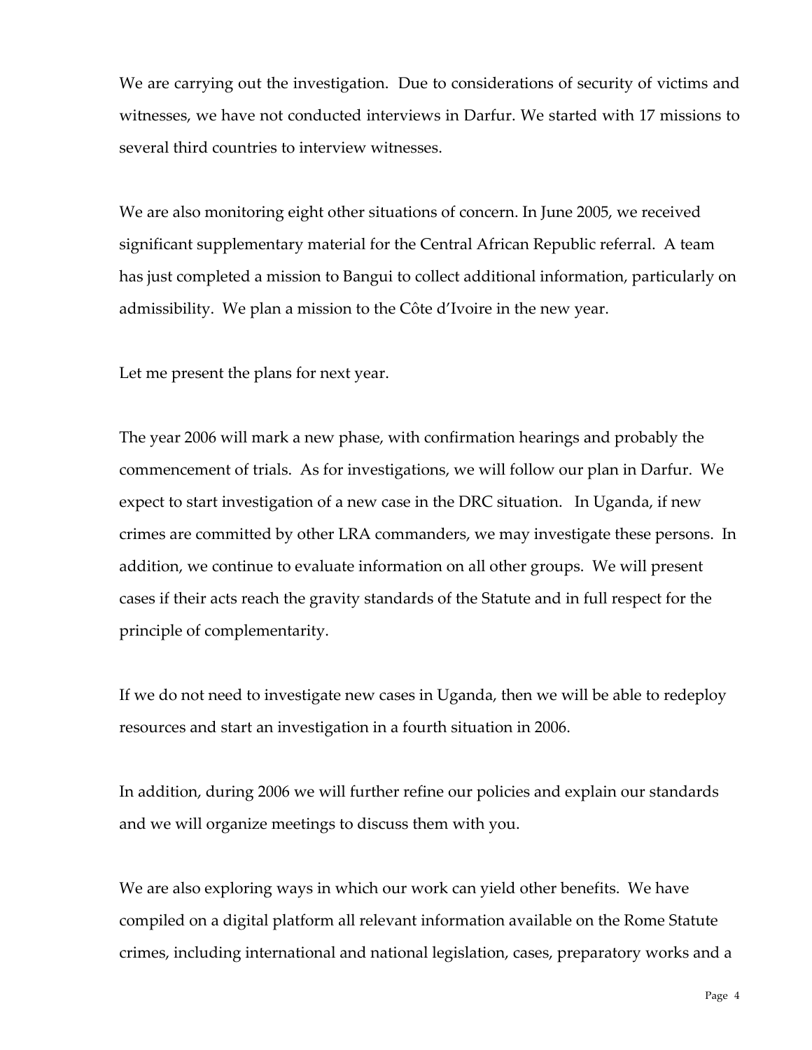We are carrying out the investigation. Due to considerations of security of victims and witnesses, we have not conducted interviews in Darfur. We started with 17 missions to several third countries to interview witnesses.

We are also monitoring eight other situations of concern. In June 2005, we received significant supplementary material for the Central African Republic referral. A team has just completed a mission to Bangui to collect additional information, particularly on admissibility. We plan a mission to the Côte d'Ivoire in the new year.

Let me present the plans for next year.

The year 2006 will mark a new phase, with confirmation hearings and probably the commencement of trials. As for investigations, we will follow our plan in Darfur. We expect to start investigation of a new case in the DRC situation. In Uganda, if new crimes are committed by other LRA commanders, we may investigate these persons. In addition, we continue to evaluate information on all other groups. We will present cases if their acts reach the gravity standards of the Statute and in full respect for the principle of complementarity.

If we do not need to investigate new cases in Uganda, then we will be able to redeploy resources and start an investigation in a fourth situation in 2006.

In addition, during 2006 we will further refine our policies and explain our standards and we will organize meetings to discuss them with you.

We are also exploring ways in which our work can yield other benefits. We have compiled on a digital platform all relevant information available on the Rome Statute crimes, including international and national legislation, cases, preparatory works and a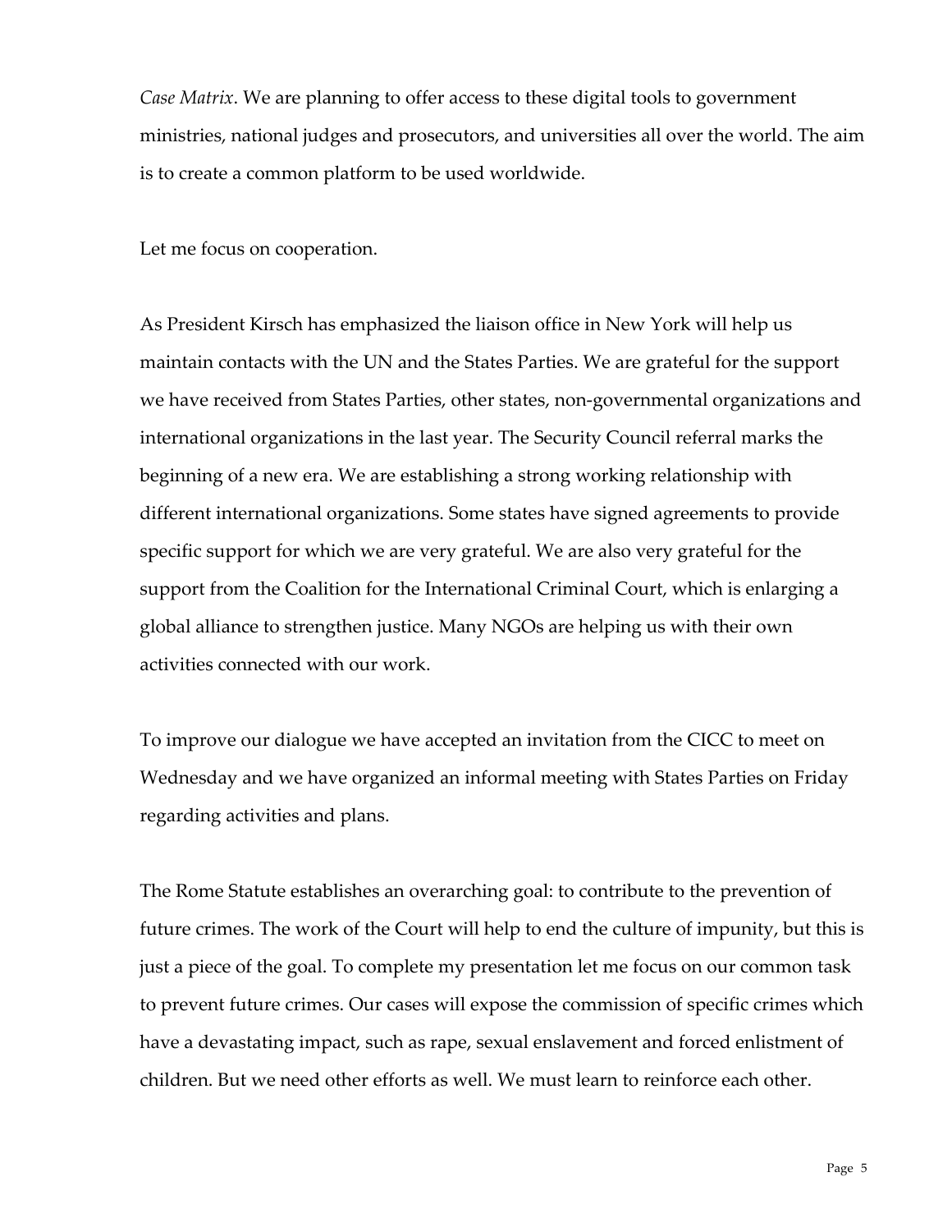*Case Matrix*. We are planning to offer access to these digital tools to government ministries, national judges and prosecutors, and universities all over the world. The aim is to create a common platform to be used worldwide.

Let me focus on cooperation.

As President Kirsch has emphasized the liaison office in New York will help us maintain contacts with the UN and the States Parties. We are grateful for the support we have received from States Parties, other states, non-governmental organizations and international organizations in the last year. The Security Council referral marks the beginning of a new era. We are establishing a strong working relationship with different international organizations. Some states have signed agreements to provide specific support for which we are very grateful. We are also very grateful for the support from the Coalition for the International Criminal Court, which is enlarging a global alliance to strengthen justice. Many NGOs are helping us with their own activities connected with our work.

To improve our dialogue we have accepted an invitation from the CICC to meet on Wednesday and we have organized an informal meeting with States Parties on Friday regarding activities and plans.

The Rome Statute establishes an overarching goal: to contribute to the prevention of future crimes. The work of the Court will help to end the culture of impunity, but this is just a piece of the goal. To complete my presentation let me focus on our common task to prevent future crimes. Our cases will expose the commission of specific crimes which have a devastating impact, such as rape, sexual enslavement and forced enlistment of children. But we need other efforts as well. We must learn to reinforce each other.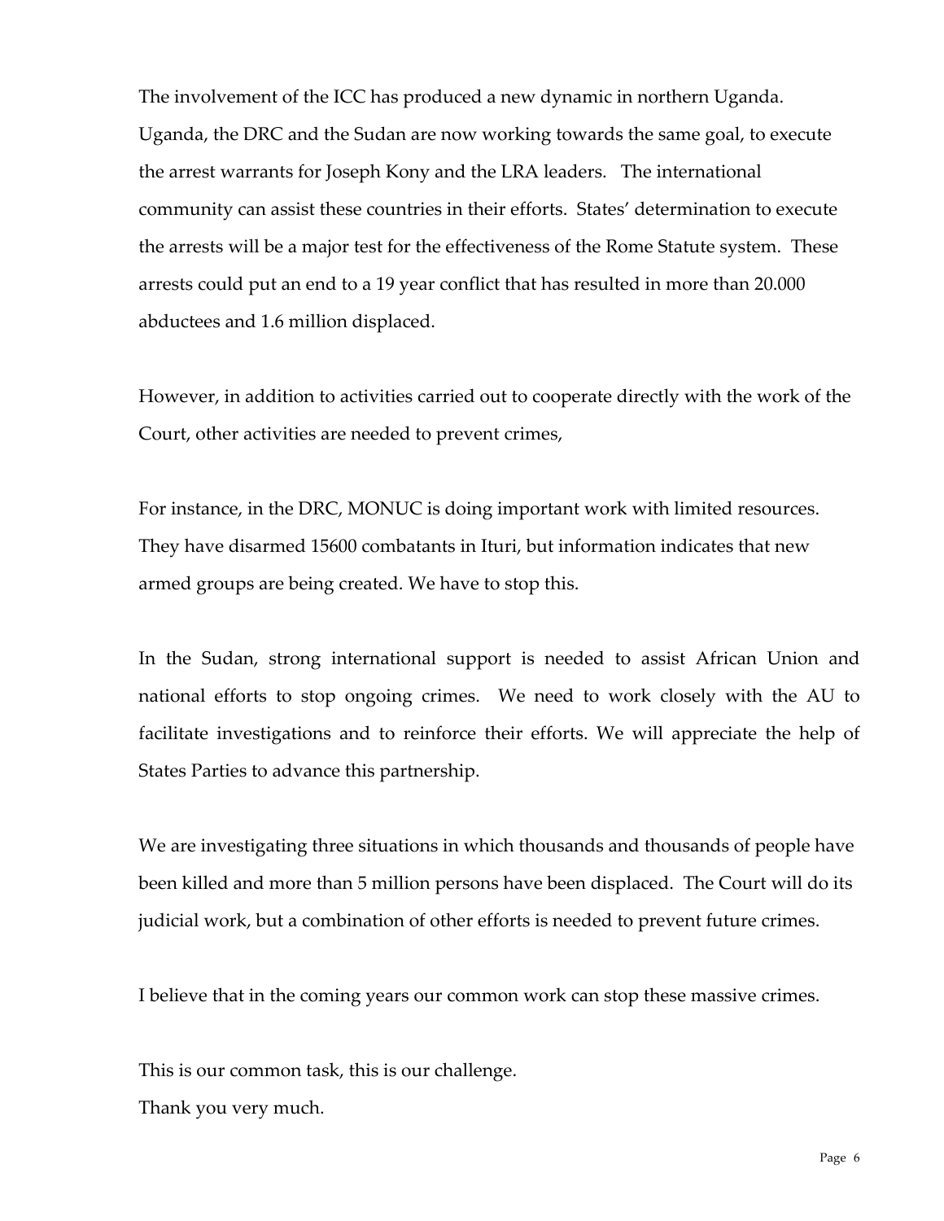The involvement of the ICC has produced a new dynamic in northern Uganda. Uganda, the DRC and the Sudan are now working towards the same goal, to execute the arrest warrants for Joseph Kony and the LRA leaders. The international community can assist these countries in their efforts. States' determination to execute the arrests will be a major test for the effectiveness of the Rome Statute system. These arrests could put an end to a 19 year conflict that has resulted in more than 20.000 abductees and 1.6 million displaced.

However, in addition to activities carried out to cooperate directly with the work of the Court, other activities are needed to prevent crimes,

For instance, in the DRC, MONUC is doing important work with limited resources. They have disarmed 15600 combatants in Ituri, but information indicates that new armed groups are being created. We have to stop this.

In the Sudan, strong international support is needed to assist African Union and national efforts to stop ongoing crimes. We need to work closely with the AU to facilitate investigations and to reinforce their efforts. We will appreciate the help of States Parties to advance this partnership.

We are investigating three situations in which thousands and thousands of people have been killed and more than 5 million persons have been displaced. The Court will do its judicial work, but a combination of other efforts is needed to prevent future crimes.

I believe that in the coming years our common work can stop these massive crimes.

This is our common task, this is our challenge.
Thank you very much.